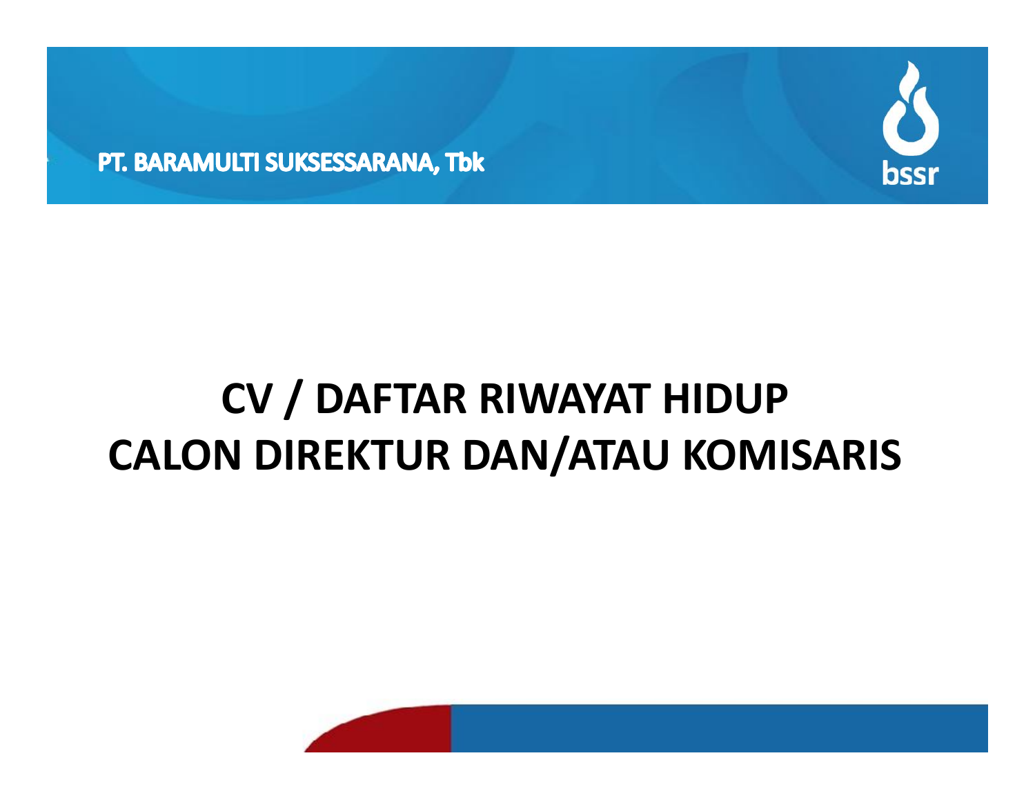PT. BARAMULTI SUKSESSARANA, Tbk

bssr

# CV / DAFTAR RIWAYAT HIDUP
# CALON DIREKTUR DAN/ATAU KOMISARIS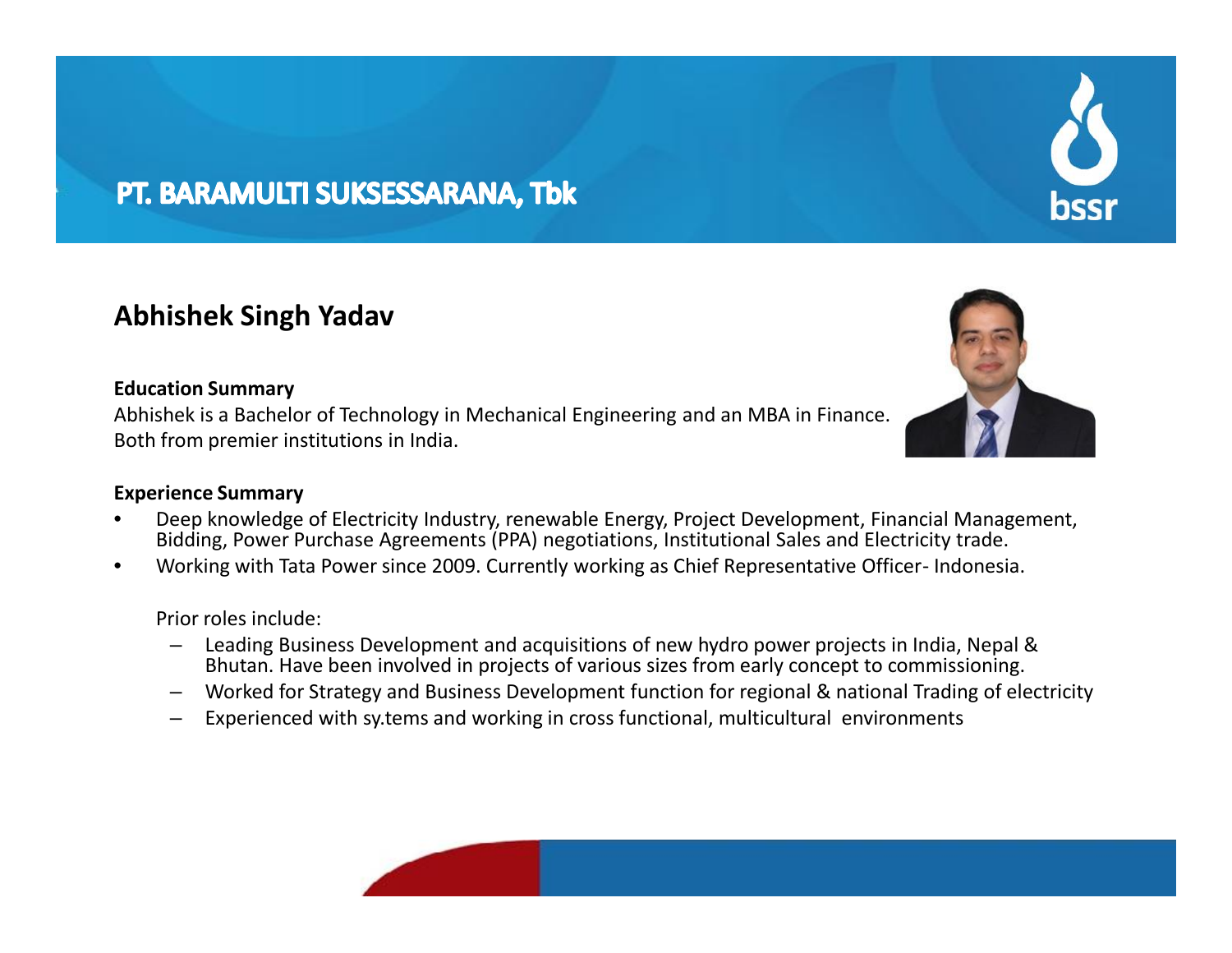PT. BARAMULTI SUKSESSARANA, Tbk

## Abhishek Singh Yadav

**Education Summary**

Abhishek is a Bachelor of Technology in Mechanical Engineering and an MBA in Finance. Both from premier institutions in India.

**Experience Summary**

- Deep knowledge of Electricity Industry, renewable Energy, Project Development, Financial Management, Bidding, Power Purchase Agreements (PPA) negotiations, Institutional Sales and Electricity trade.
- Working with Tata Power since 2009. Currently working as Chief Representative Officer- Indonesia.

  Prior roles include:
  - Leading Business Development and acquisitions of new hydro power projects in India, Nepal & Bhutan. Have been involved in projects of various sizes from early concept to commissioning.
  - Worked for Strategy and Business Development function for regional & national Trading of electricity
  - Experienced with sy.tems and working in cross functional, multicultural environments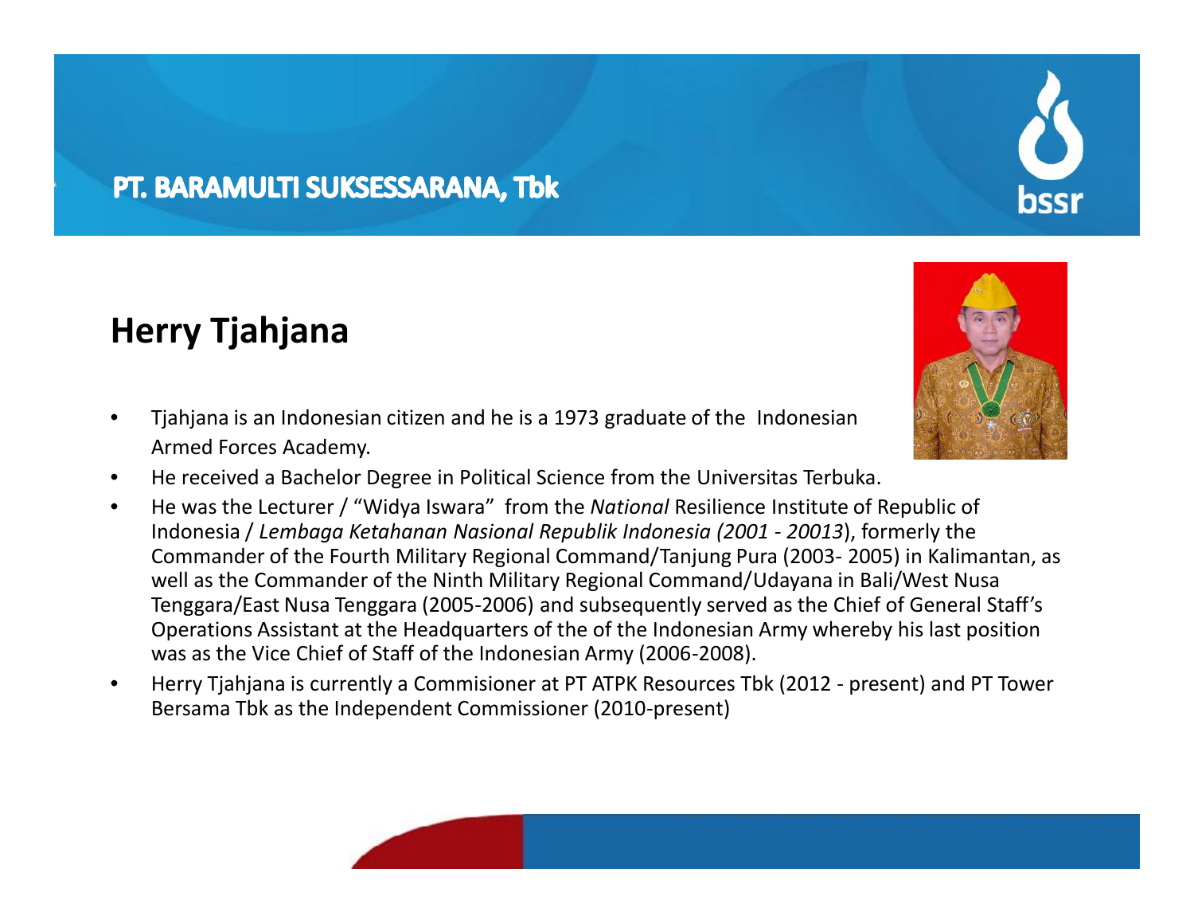PT. BARAMULTI SUKSESSARANA, Tbk

## Herry Tjahjana

- Tjahjana is an Indonesian citizen and he is a 1973 graduate of the Indonesian Armed Forces Academy.
- He received a Bachelor Degree in Political Science from the Universitas Terbuka.
- He was the Lecturer / "Widya Iswara" from the *National* Resilience Institute of Republic of Indonesia / *Lembaga Ketahanan Nasional Republik Indonesia (2001 - 20013*), formerly the Commander of the Fourth Military Regional Command/Tanjung Pura (2003- 2005) in Kalimantan, as well as the Commander of the Ninth Military Regional Command/Udayana in Bali/West Nusa Tenggara/East Nusa Tenggara (2005-2006) and subsequently served as the Chief of General Staff's Operations Assistant at the Headquarters of the of the Indonesian Army whereby his last position was as the Vice Chief of Staff of the Indonesian Army (2006-2008).
- Herry Tjahjana is currently a Commisioner at PT ATPK Resources Tbk (2012 - present) and PT Tower Bersama Tbk as the Independent Commissioner (2010-present)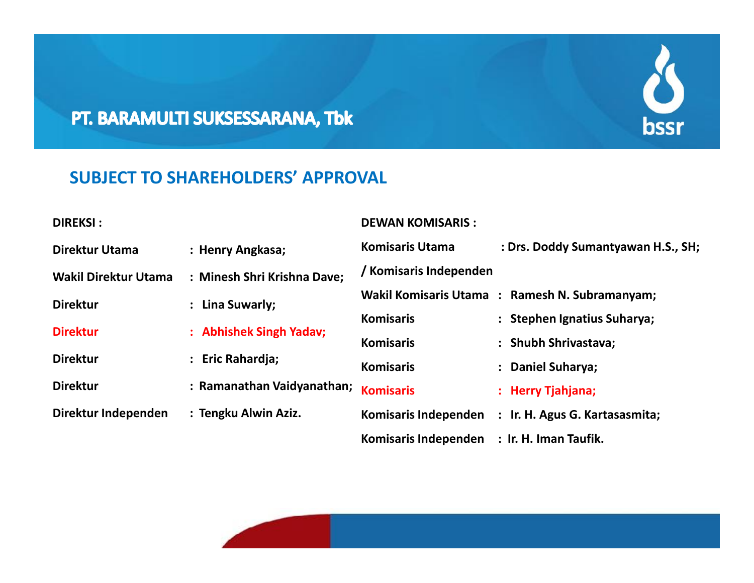**PT. BARAMULTI SUKSESSARANA, Tbk**

## SUBJECT TO SHAREHOLDERS' APPROVAL

**DIREKSI :**

| | |
|---|---|
| **Direktur Utama** | **: Henry Angkasa;** |
| **Wakil Direktur Utama** | **: Minesh Shri Krishna Dave;** |
| **Direktur** | **: Lina Suwarly;** |
| **Direktur** | **: Abhishek Singh Yadav;** |
| **Direktur** | **: Eric Rahardja;** |
| **Direktur** | **: Ramanathan Vaidyanathan;** |
| **Direktur Independen** | **: Tengku Alwin Aziz.** |

**DEWAN KOMISARIS :**

| | |
|---|---|
| **Komisaris Utama / Komisaris Independen** | **: Drs. Doddy Sumantyawan H.S., SH;** |
| **Wakil Komisaris Utama** | **: Ramesh N. Subramanyam;** |
| **Komisaris** | **: Stephen Ignatius Suharya;** |
| **Komisaris** | **: Shubh Shrivastava;** |
| **Komisaris** | **: Daniel Suharya;** |
| **Komisaris** | **: Herry Tjahjana;** |
| **Komisaris Independen** | **: Ir. H. Agus G. Kartasasmita;** |
| **Komisaris Independen** | **: Ir. H. Iman Taufik.** |